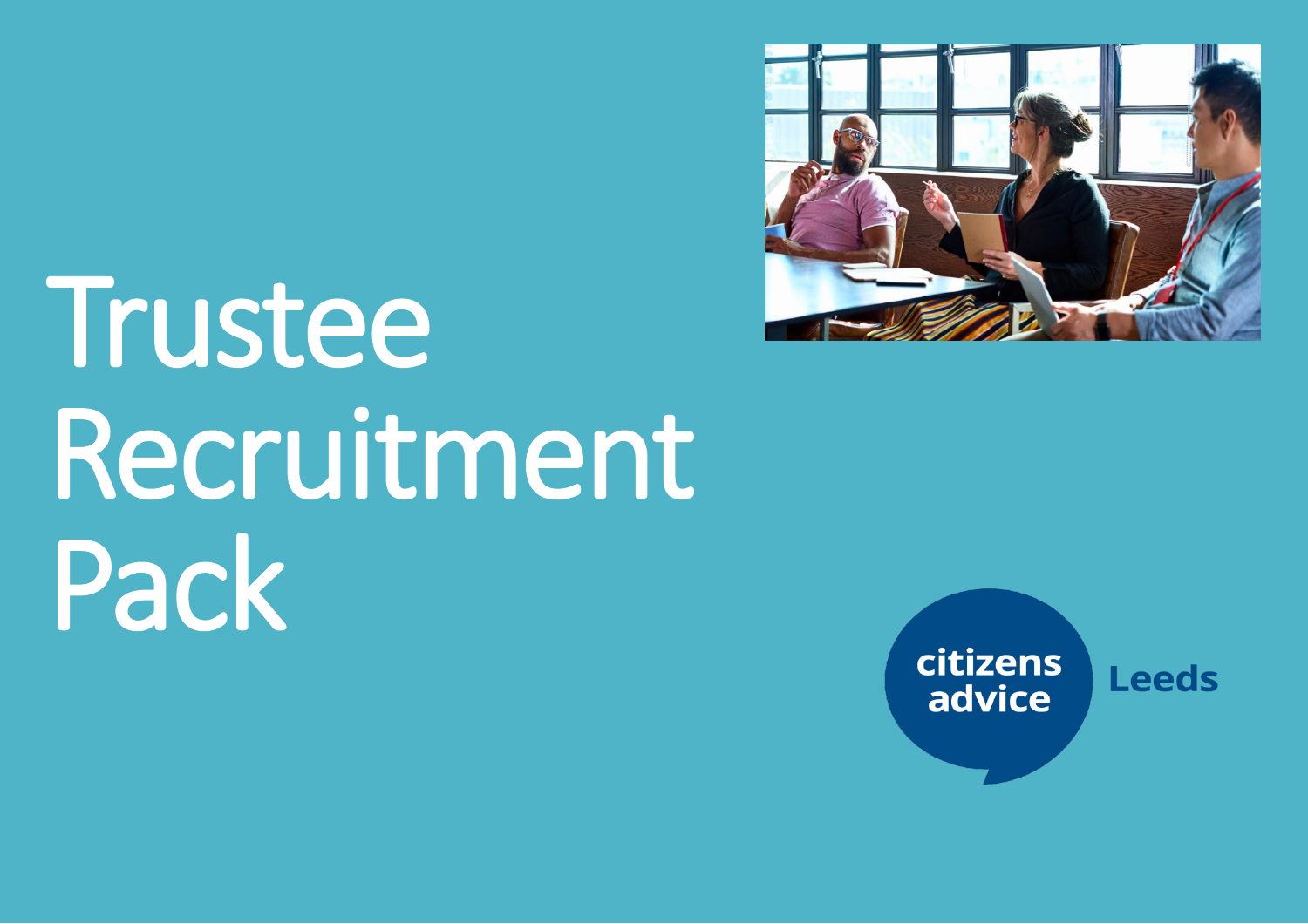# Trustee Recruitment Pack

citizens advice Leeds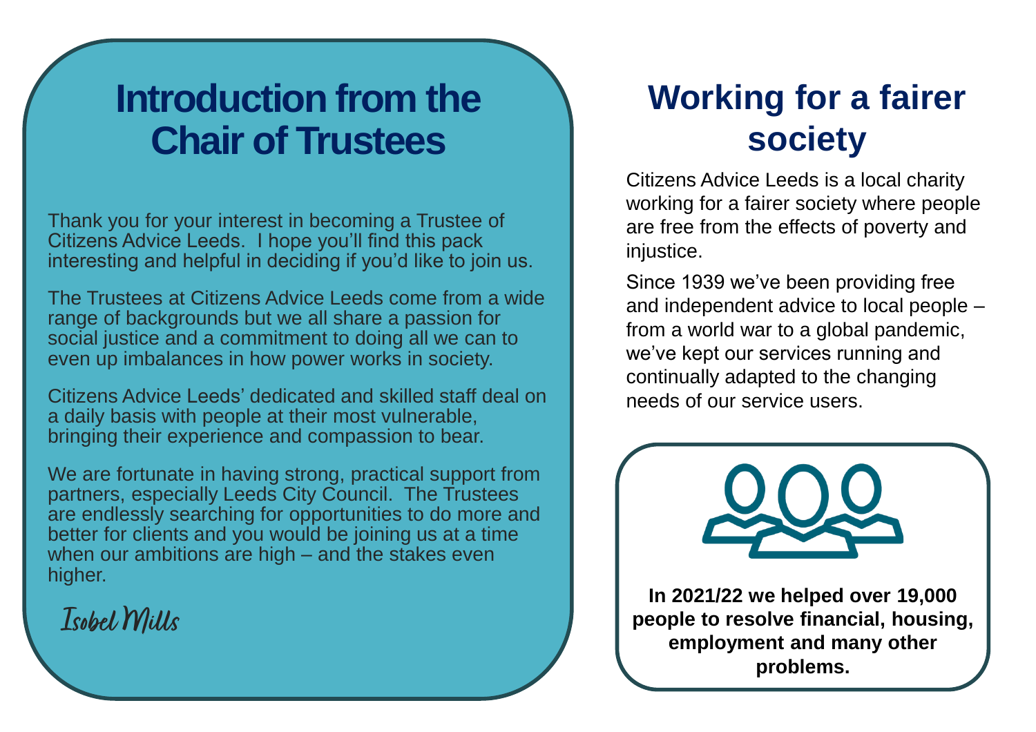# Introduction from the Chair of Trustees

Thank you for your interest in becoming a Trustee of Citizens Advice Leeds. I hope you'll find this pack interesting and helpful in deciding if you'd like to join us.

The Trustees at Citizens Advice Leeds come from a wide range of backgrounds but we all share a passion for social justice and a commitment to doing all we can to even up imbalances in how power works in society.

Citizens Advice Leeds' dedicated and skilled staff deal on a daily basis with people at their most vulnerable, bringing their experience and compassion to bear.

We are fortunate in having strong, practical support from partners, especially Leeds City Council. The Trustees are endlessly searching for opportunities to do more and better for clients and you would be joining us at a time when our ambitions are high – and the stakes even higher.

*Isobel Mills*

# Working for a fairer society

Citizens Advice Leeds is a local charity working for a fairer society where people are free from the effects of poverty and injustice.

Since 1939 we've been providing free and independent advice to local people – from a world war to a global pandemic, we've kept our services running and continually adapted to the changing needs of our service users.

**In 2021/22 we helped over 19,000 people to resolve financial, housing, employment and many other problems.**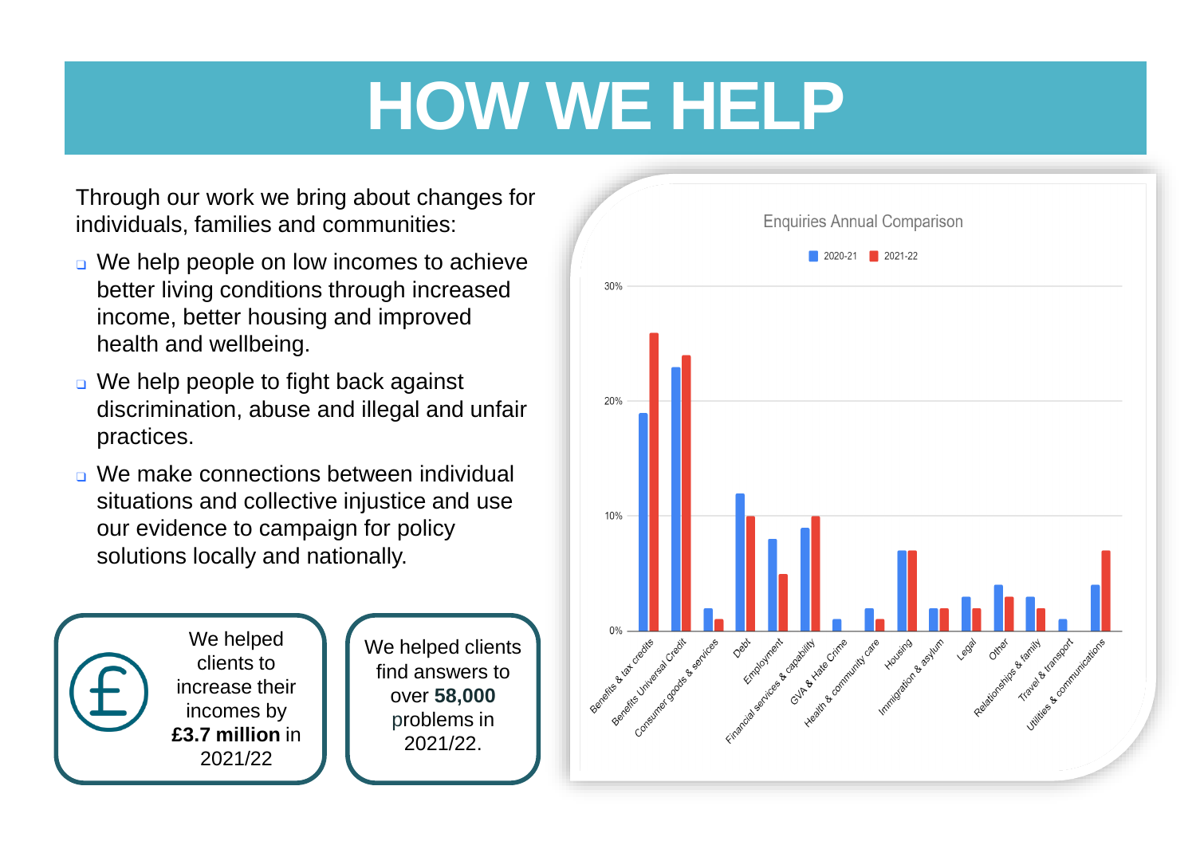# HOW WE HELP

Through our work we bring about changes for individuals, families and communities:

- We help people on low incomes to achieve better living conditions through increased income, better housing and improved health and wellbeing.
- We help people to fight back against discrimination, abuse and illegal and unfair practices.
- We make connections between individual situations and collective injustice and use our evidence to campaign for policy solutions locally and nationally.

We helped clients to increase their incomes by **£3.7 million** in 2021/22

We helped clients find answers to over **58,000** problems in 2021/22.

Enquiries Annual Comparison

2020-21 2021-22

30%
20%
10%
0%

Benefits & tax credits
Benefits Universal Credit
Consumer goods & services
Debt
Employment
Financial services & capability
GVA & Hate Crime
Health & community care
Housing
Immigration & asylum
Legal
Other
Relationships & family
Travel & transport
Utilities & communications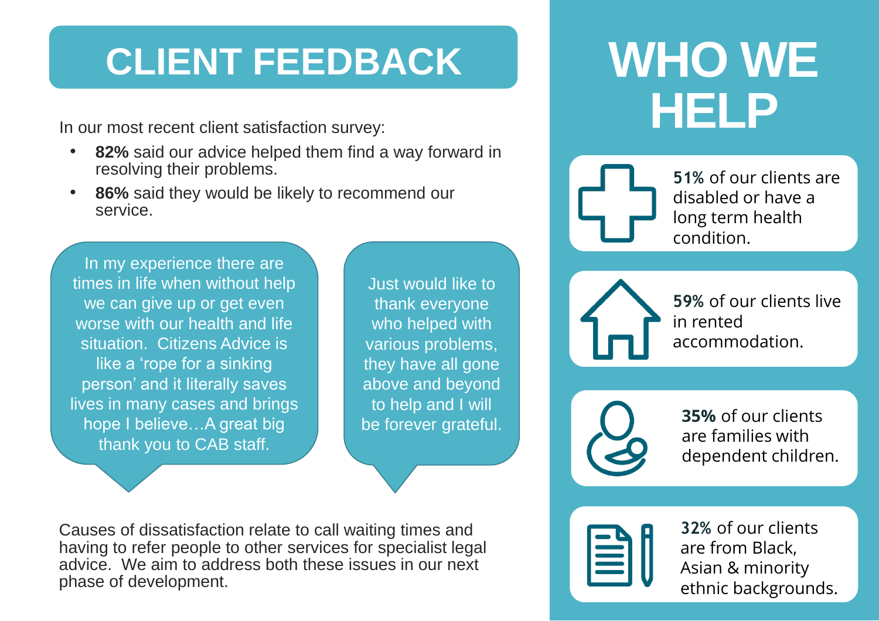# CLIENT FEEDBACK

In our most recent client satisfaction survey:

- **82%** said our advice helped them find a way forward in resolving their problems.
- **86%** said they would be likely to recommend our service.

In my experience there are times in life when without help we can give up or get even worse with our health and life situation. Citizens Advice is like a 'rope for a sinking person' and it literally saves lives in many cases and brings hope I believe…A great big thank you to CAB staff.

Just would like to thank everyone who helped with various problems, they have all gone above and beyond to help and I will be forever grateful.

Causes of dissatisfaction relate to call waiting times and having to refer people to other services for specialist legal advice. We aim to address both these issues in our next phase of development.

# WHO WE HELP

**51%** of our clients are disabled or have a long term health condition.

**59%** of our clients live in rented accommodation.

**35%** of our clients are families with dependent children.

**32%** of our clients are from Black, Asian & minority ethnic backgrounds.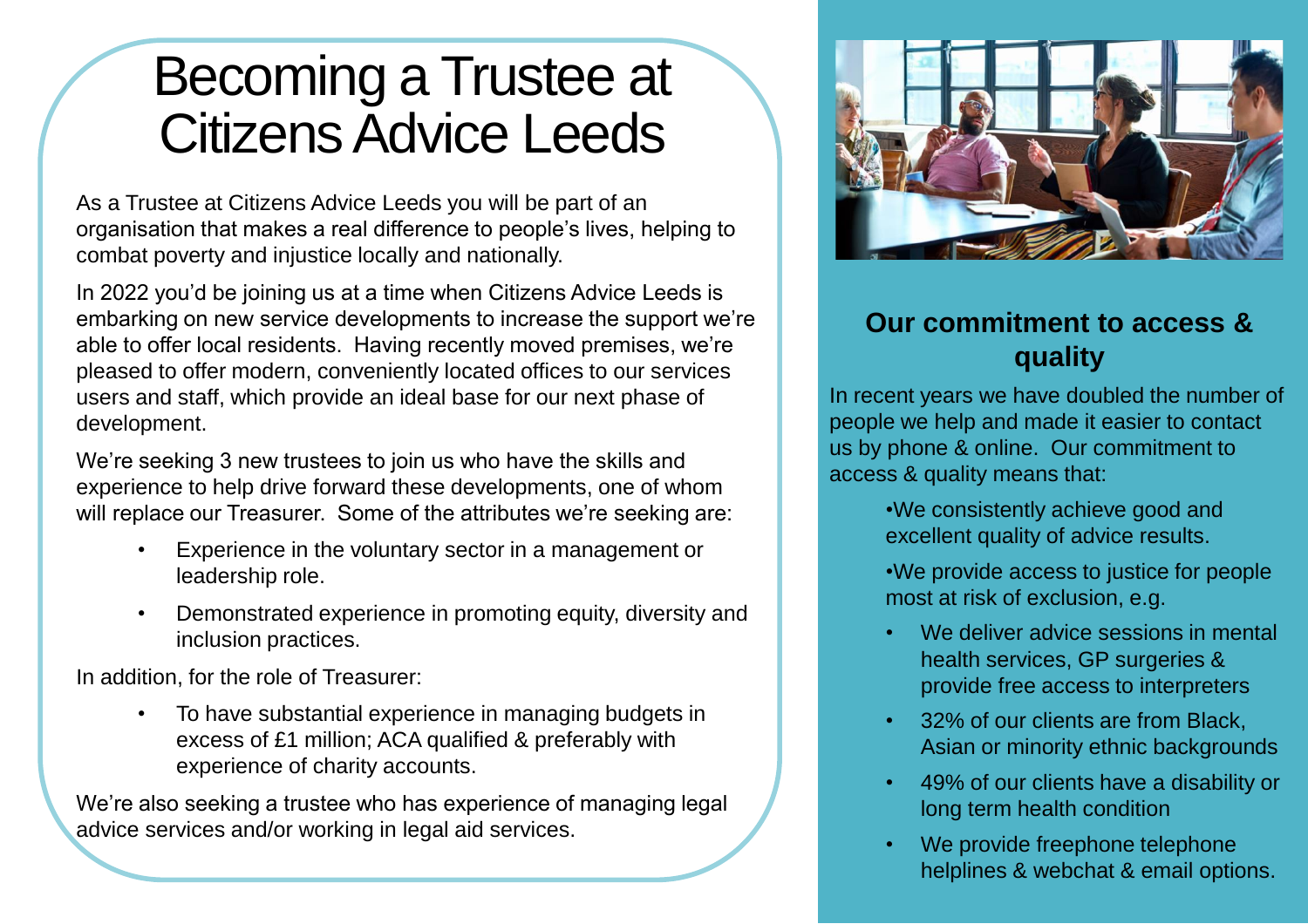# Becoming a Trustee at Citizens Advice Leeds

As a Trustee at Citizens Advice Leeds you will be part of an organisation that makes a real difference to people's lives, helping to combat poverty and injustice locally and nationally.

In 2022 you'd be joining us at a time when Citizens Advice Leeds is embarking on new service developments to increase the support we're able to offer local residents. Having recently moved premises, we're pleased to offer modern, conveniently located offices to our services users and staff, which provide an ideal base for our next phase of development.

We're seeking 3 new trustees to join us who have the skills and experience to help drive forward these developments, one of whom will replace our Treasurer. Some of the attributes we're seeking are:

- Experience in the voluntary sector in a management or leadership role.
- Demonstrated experience in promoting equity, diversity and inclusion practices.

In addition, for the role of Treasurer:

- To have substantial experience in managing budgets in excess of £1 million; ACA qualified & preferably with experience of charity accounts.

We're also seeking a trustee who has experience of managing legal advice services and/or working in legal aid services.

## Our commitment to access & quality

In recent years we have doubled the number of people we help and made it easier to contact us by phone & online. Our commitment to access & quality means that:

- We consistently achieve good and excellent quality of advice results.
- We provide access to justice for people most at risk of exclusion, e.g.
  - We deliver advice sessions in mental health services, GP surgeries & provide free access to interpreters
  - 32% of our clients are from Black, Asian or minority ethnic backgrounds
  - 49% of our clients have a disability or long term health condition
  - We provide freephone telephone helplines & webchat & email options.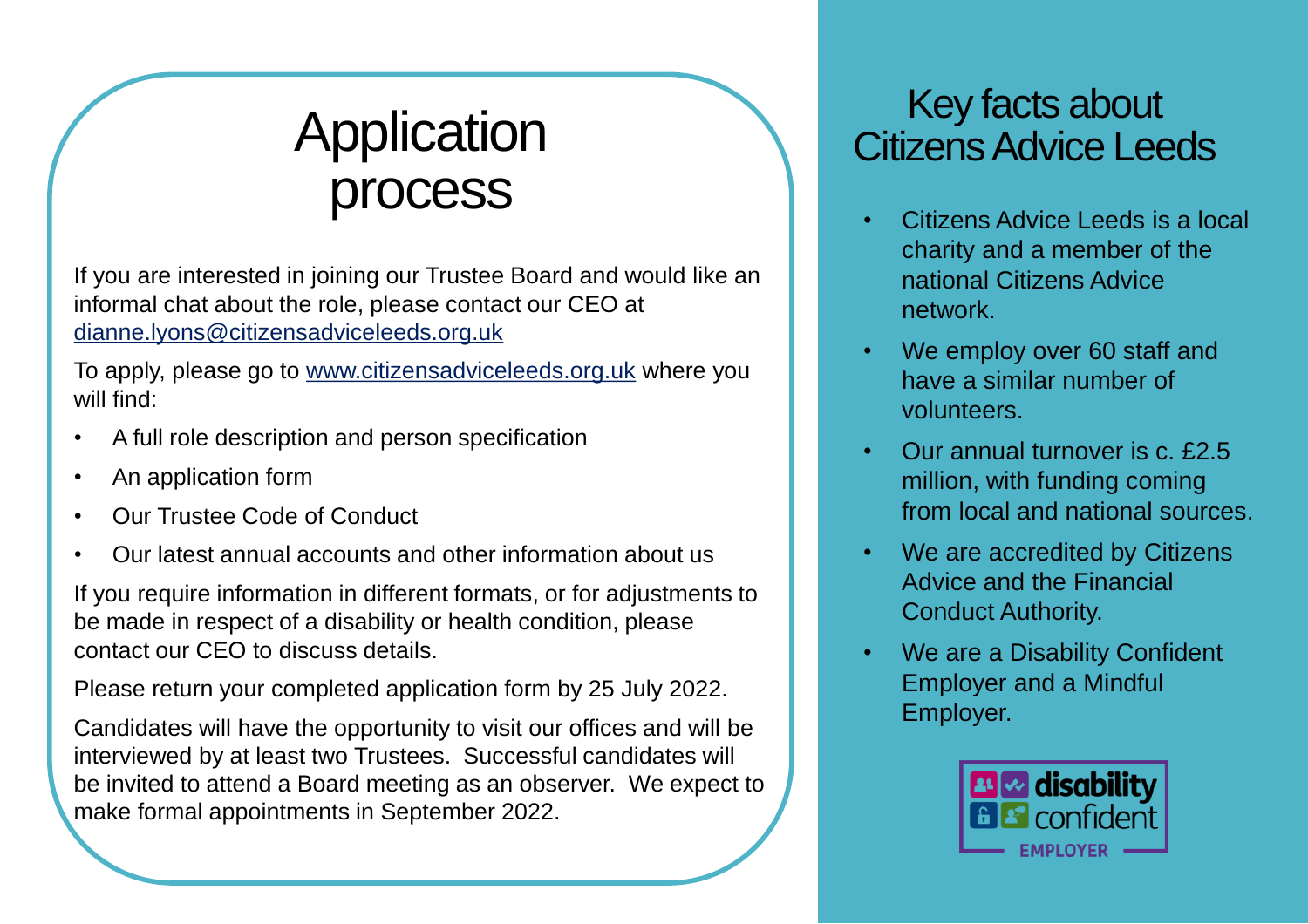# Application process

If you are interested in joining our Trustee Board and would like an informal chat about the role, please contact our CEO at [dianne.lyons@citizensadviceleeds.org.uk](mailto:dianne.lyons@citizensadviceleeds.org.uk)

To apply, please go to [www.citizensadviceleeds.org.uk](http://www.citizensadviceleeds.org.uk) where you will find:

- A full role description and person specification
- An application form
- Our Trustee Code of Conduct
- Our latest annual accounts and other information about us

If you require information in different formats, or for adjustments to be made in respect of a disability or health condition, please contact our CEO to discuss details.

Please return your completed application form by 25 July 2022.

Candidates will have the opportunity to visit our offices and will be interviewed by at least two Trustees. Successful candidates will be invited to attend a Board meeting as an observer. We expect to make formal appointments in September 2022.

# Key facts about Citizens Advice Leeds

- Citizens Advice Leeds is a local charity and a member of the national Citizens Advice network.
- We employ over 60 staff and have a similar number of volunteers.
- Our annual turnover is c. £2.5 million, with funding coming from local and national sources.
- We are accredited by Citizens Advice and the Financial Conduct Authority.
- We are a Disability Confident Employer and a Mindful Employer.

disability confident EMPLOYER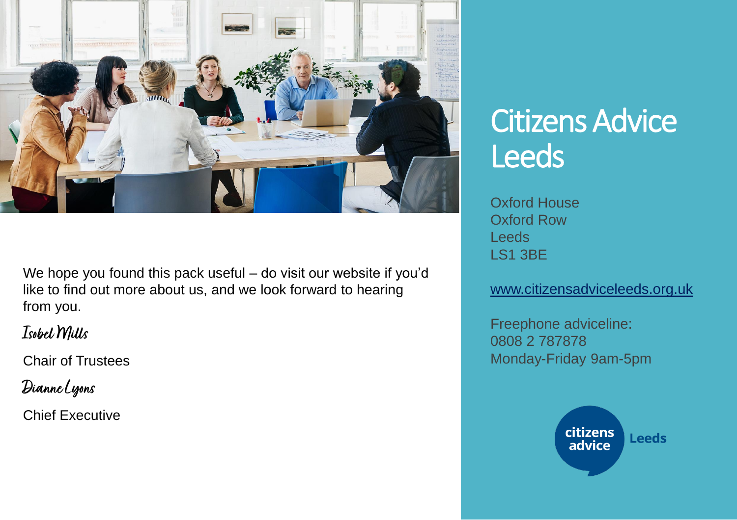We hope you found this pack useful – do visit our website if you'd like to find out more about us, and we look forward to hearing from you.

*Isobel Mills*

Chair of Trustees

*Dianne Lyons*

Chief Executive

# Citizens Advice Leeds

Oxford House
Oxford Row
Leeds
LS1 3BE

www.citizensadviceleeds.org.uk

Freephone adviceline:
0808 2 787878
Monday-Friday 9am-5pm

citizens advice Leeds